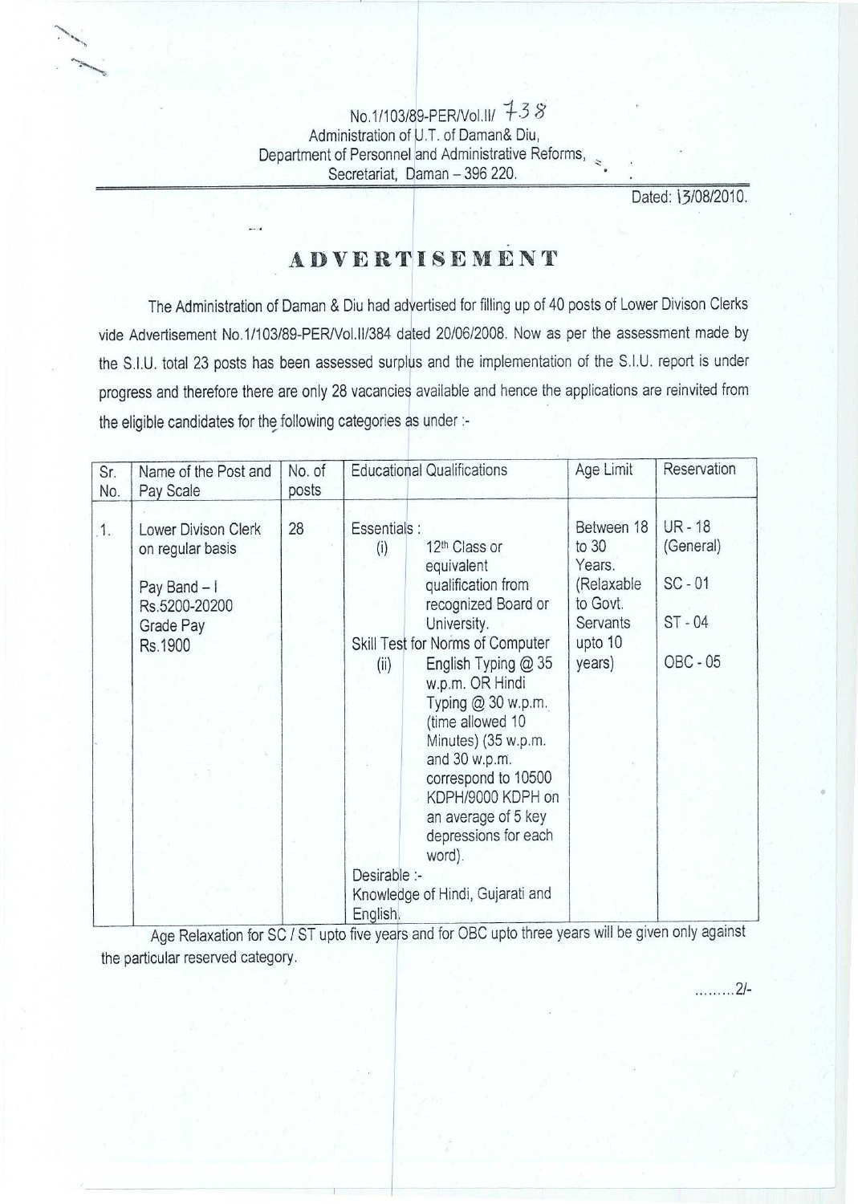No.1/103/89-PER/Vol.II/ 738
Administration of U.T. of Daman& Diu,
Department of Personnel and Administrative Reforms,
Secretariat, Daman – 396 220.

Dated: 13/08/2010.

# ADVERTISEMENT

The Administration of Daman & Diu had advertised for filling up of 40 posts of Lower Divison Clerks vide Advertisement No.1/103/89-PER/Vol.II/384 dated 20/06/2008. Now as per the assessment made by the S.I.U. total 23 posts has been assessed surplus and the implementation of the S.I.U. report is under progress and therefore there are only 28 vacancies available and hence the applications are reinvited from the eligible candidates for the following categories as under :-

| Sr. No. | Name of the Post and Pay Scale | No. of posts | Educational Qualifications | Age Limit | Reservation |
|---|---|---|---|---|---|
| 1. | Lower Divison Clerk on regular basis<br><br>Pay Band – I Rs.5200-20200 Grade Pay Rs.1900 | 28 | Essentials :<br>(i) 12[th] Class or equivalent qualification from recognized Board or University.<br>Skill Test for Norms of Computer<br>(ii) English Typing @ 35 w.p.m. OR Hindi Typing @ 30 w.p.m. (time allowed 10 Minutes) (35 w.p.m. and 30 w.p.m. correspond to 10500 KDPH/9000 KDPH on an average of 5 key depressions for each word).<br>Desirable :-<br>Knowledge of Hindi, Gujarati and English. | Between 18 to 30 Years. (Relaxable to Govt. Servants upto 10 years) | UR - 18 (General)<br><br>SC - 01<br><br>ST - 04<br><br>OBC - 05 |

Age Relaxation for SC / ST upto five years and for OBC upto three years will be given only against the particular reserved category.

.........2/-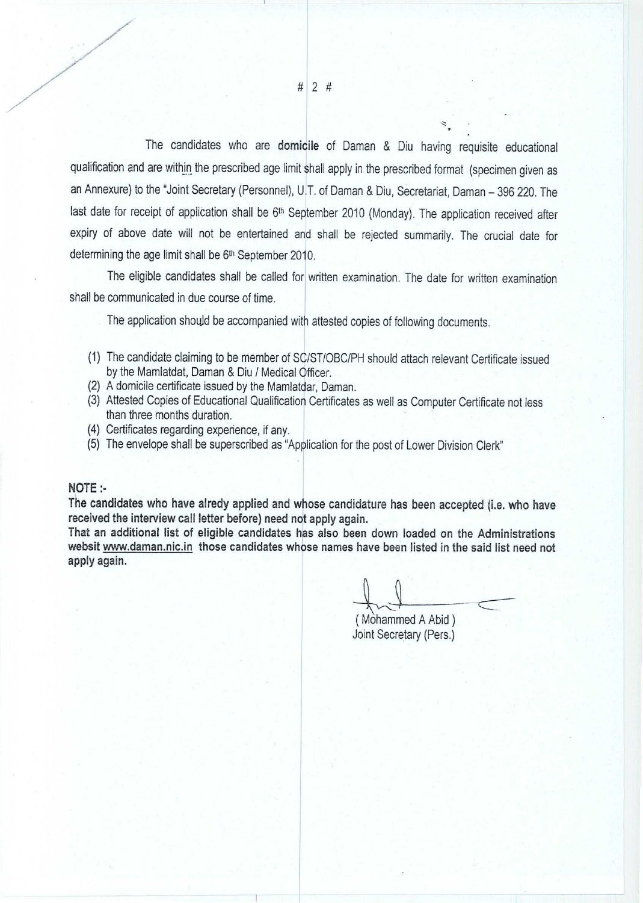The candidates who are **domicile** of Daman & Diu having requisite educational qualification and are within the prescribed age limit shall apply in the prescribed format (specimen given as an Annexure) to the "Joint Secretary (Personnel), U.T. of Daman & Diu, Secretariat, Daman – 396 220. The last date for receipt of application shall be 6th September 2010 (Monday). The application received after expiry of above date will not be entertained and shall be rejected summarily. The crucial date for determining the age limit shall be 6th September 2010.

The eligible candidates shall be called for written examination. The date for written examination shall be communicated in due course of time.

The application should be accompanied with attested copies of following documents.

(1) The candidate claiming to be member of SC/ST/OBC/PH should attach relevant Certificate issued by the Mamlatdat, Daman & Diu / Medical Officer.
(2) A domicile certificate issued by the Mamlatdar, Daman.
(3) Attested Copies of Educational Qualification Certificates as well as Computer Certificate not less than three months duration.
(4) Certificates regarding experience, if any.
(5) The envelope shall be superscribed as "Application for the post of Lower Division Clerk"

**NOTE :-**

**The candidates who have alredy applied and whose candidature has been accepted (i.e. who have received the interview call letter before) need not apply again.**

**That an additional list of eligible candidates has also been down loaded on the Administrations websit www.daman.nic.in those candidates whose names have been listed in the said list need not apply again.**

( Mohammed A Abid )
Joint Secretary (Pers.)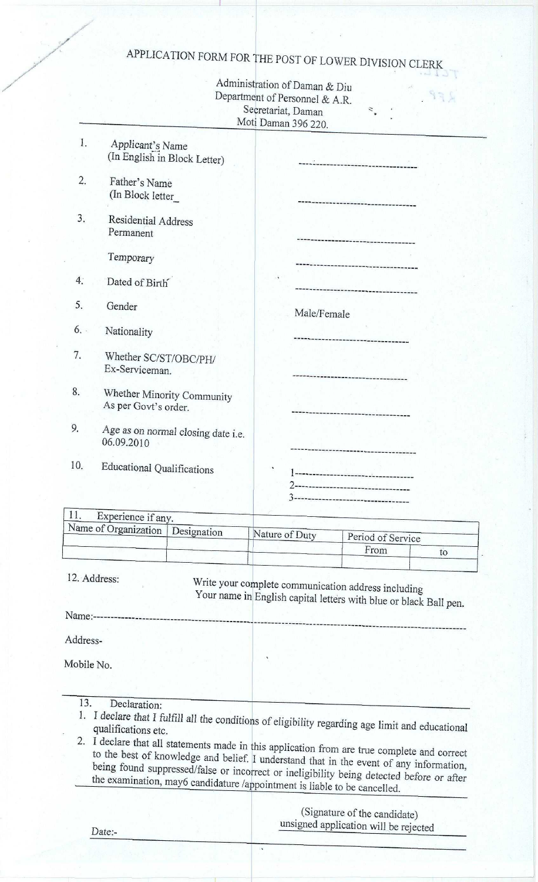# APPLICATION FORM FOR THE POST OF LOWER DIVISION CLERK

Administration of Daman & Diu
Department of Personnel & A.R.
Secretariat, Daman
Moti Daman 396 220.

1. Applicant's Name (In English in Block Letter) --------------------------------
2. Father's Name (In Block letter_ --------------------------------
3. Residential Address Permanent --------------------------------

   Temporary --------------------------------
4. Dated of Birth --------------------------------
5. Gender Male/Female
6. Nationality --------------------------------
7. Whether SC/ST/OBC/PH/ Ex-Serviceman. --------------------------------
8. Whether Minority Community As per Govt's order. --------------------------------
9. Age as on normal closing date i.e. 06.09.2010 --------------------------------
10. Educational Qualifications
    1--------------------------------
    2--------------------------------
    3--------------------------------

| 11. Experience if any. | | | | |
|---|---|---|---|---|
| Name of Organization | Designation | Nature of Duty | Period of Service | |
| | | | From | to |
| | | | | |

12. Address: Write your complete communication address including Your name in English capital letters with blue or black Ball pen.

Name:--------------------------------

Address-

Mobile No.

13. Declaration:
1. I declare that I fulfill all the conditions of eligibility regarding age limit and educational qualifications etc.
2. I declare that all statements made in this application from are true complete and correct to the best of knowledge and belief. I understand that in the event of any information, being found suppressed/false or incorrect or ineligibility being detected before or after the examination, may6 candidature /appointment is liable to be cancelled.

(Signature of the candidate)
unsigned application will be rejected

Date:-